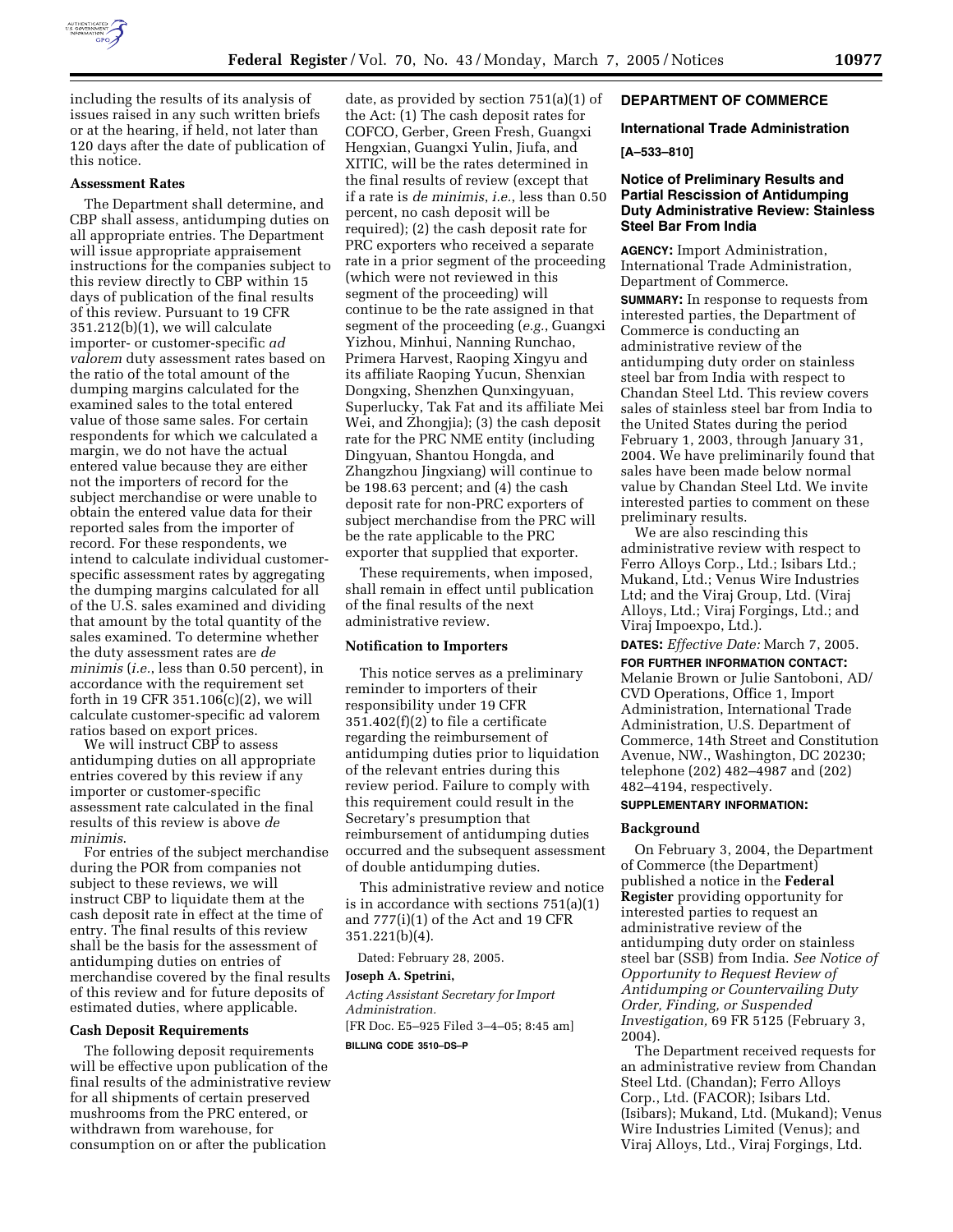including the results of its analysis of issues raised in any such written briefs or at the hearing, if held, not later than 120 days after the date of publication of this notice.

**Assessment Rates**

The Department shall determine, and CBP shall assess, antidumping duties on all appropriate entries. The Department will issue appropriate appraisement instructions for the companies subject to this review directly to CBP within 15 days of publication of the final results of this review. Pursuant to 19 CFR 351.212(b)(1), we will calculate importer- or customer-specific *ad valorem* duty assessment rates based on the ratio of the total amount of the dumping margins calculated for the examined sales to the total entered value of those same sales. For certain respondents for which we calculated a margin, we do not have the actual entered value because they are either not the importers of record for the subject merchandise or were unable to obtain the entered value data for their reported sales from the importer of record. For these respondents, we intend to calculate individual customer-specific assessment rates by aggregating the dumping margins calculated for all of the U.S. sales examined and dividing that amount by the total quantity of the sales examined. To determine whether the duty assessment rates are *de minimis* (*i.e.*, less than 0.50 percent), in accordance with the requirement set forth in 19 CFR 351.106(c)(2), we will calculate customer-specific ad valorem ratios based on export prices.

We will instruct CBP to assess antidumping duties on all appropriate entries covered by this review if any importer or customer-specific assessment rate calculated in the final results of this review is above *de minimis*.

For entries of the subject merchandise during the POR from companies not subject to these reviews, we will instruct CBP to liquidate them at the cash deposit rate in effect at the time of entry. The final results of this review shall be the basis for the assessment of antidumping duties on entries of merchandise covered by the final results of this review and for future deposits of estimated duties, where applicable.

**Cash Deposit Requirements**

The following deposit requirements will be effective upon publication of the final results of the administrative review for all shipments of certain preserved mushrooms from the PRC entered, or withdrawn from warehouse, for consumption on or after the publication date, as provided by section 751(a)(1) of the Act: (1) The cash deposit rates for COFCO, Gerber, Green Fresh, Guangxi Hengxian, Guangxi Yulin, Jiufa, and XITIC, will be the rates determined in the final results of review (except that if a rate is *de minimis*, *i.e.*, less than 0.50 percent, no cash deposit will be required); (2) the cash deposit rate for PRC exporters who received a separate rate in a prior segment of the proceeding (which were not reviewed in this segment of the proceeding) will continue to be the rate assigned in that segment of the proceeding (*e.g.*, Guangxi Yizhou, Minhui, Nanning Runchao, Primera Harvest, Raoping Xingyu and its affiliate Raoping Yucun, Shenxian Dongxing, Shenzhen Qunxingyuan, Superlucky, Tak Fat and its affiliate Mei Wei, and Zhongjia); (3) the cash deposit rate for the PRC NME entity (including Dingyuan, Shantou Hongda, and Zhangzhou Jingxiang) will continue to be 198.63 percent; and (4) the cash deposit rate for non-PRC exporters of subject merchandise from the PRC will be the rate applicable to the PRC exporter that supplied that exporter.

These requirements, when imposed, shall remain in effect until publication of the final results of the next administrative review.

**Notification to Importers**

This notice serves as a preliminary reminder to importers of their responsibility under 19 CFR 351.402(f)(2) to file a certificate regarding the reimbursement of antidumping duties prior to liquidation of the relevant entries during this review period. Failure to comply with this requirement could result in the Secretary's presumption that reimbursement of antidumping duties occurred and the subsequent assessment of double antidumping duties.

This administrative review and notice is in accordance with sections 751(a)(1) and 777(i)(1) of the Act and 19 CFR 351.221(b)(4).

Dated: February 28, 2005.

**Joseph A. Spetrini,**

*Acting Assistant Secretary for Import Administration.*

[FR Doc. E5–925 Filed 3–4–05; 8:45 am]

**BILLING CODE 3510–DS–P**

## DEPARTMENT OF COMMERCE

### International Trade Administration

**[A–533–810]**

### Notice of Preliminary Results and Partial Rescission of Antidumping Duty Administrative Review: Stainless Steel Bar From India

**AGENCY:** Import Administration, International Trade Administration, Department of Commerce.

**SUMMARY:** In response to requests from interested parties, the Department of Commerce is conducting an administrative review of the antidumping duty order on stainless steel bar from India with respect to Chandan Steel Ltd. This review covers sales of stainless steel bar from India to the United States during the period February 1, 2003, through January 31, 2004. We have preliminarily found that sales have been made below normal value by Chandan Steel Ltd. We invite interested parties to comment on these preliminary results.

We are also rescinding this administrative review with respect to Ferro Alloys Corp., Ltd.; Isibars Ltd.; Mukand, Ltd.; Venus Wire Industries Ltd; and the Viraj Group, Ltd. (Viraj Alloys, Ltd.; Viraj Forgings, Ltd.; and Viraj Impoexpo, Ltd.).

**DATES:** *Effective Date:* March 7, 2005.

**FOR FURTHER INFORMATION CONTACT:** Melanie Brown or Julie Santoboni, AD/CVD Operations, Office 1, Import Administration, International Trade Administration, U.S. Department of Commerce, 14th Street and Constitution Avenue, NW., Washington, DC 20230; telephone (202) 482–4987 and (202) 482–4194, respectively.

**SUPPLEMENTARY INFORMATION:**

**Background**

On February 3, 2004, the Department of Commerce (the Department) published a notice in the **Federal Register** providing opportunity for interested parties to request an administrative review of the antidumping duty order on stainless steel bar (SSB) from India. *See Notice of Opportunity to Request Review of Antidumping or Countervailing Duty Order, Finding, or Suspended Investigation,* 69 FR 5125 (February 3, 2004).

The Department received requests for an administrative review from Chandan Steel Ltd. (Chandan); Ferro Alloys Corp., Ltd. (FACOR); Isibars Ltd. (Isibars); Mukand, Ltd. (Mukand); Venus Wire Industries Limited (Venus); and Viraj Alloys, Ltd., Viraj Forgings, Ltd.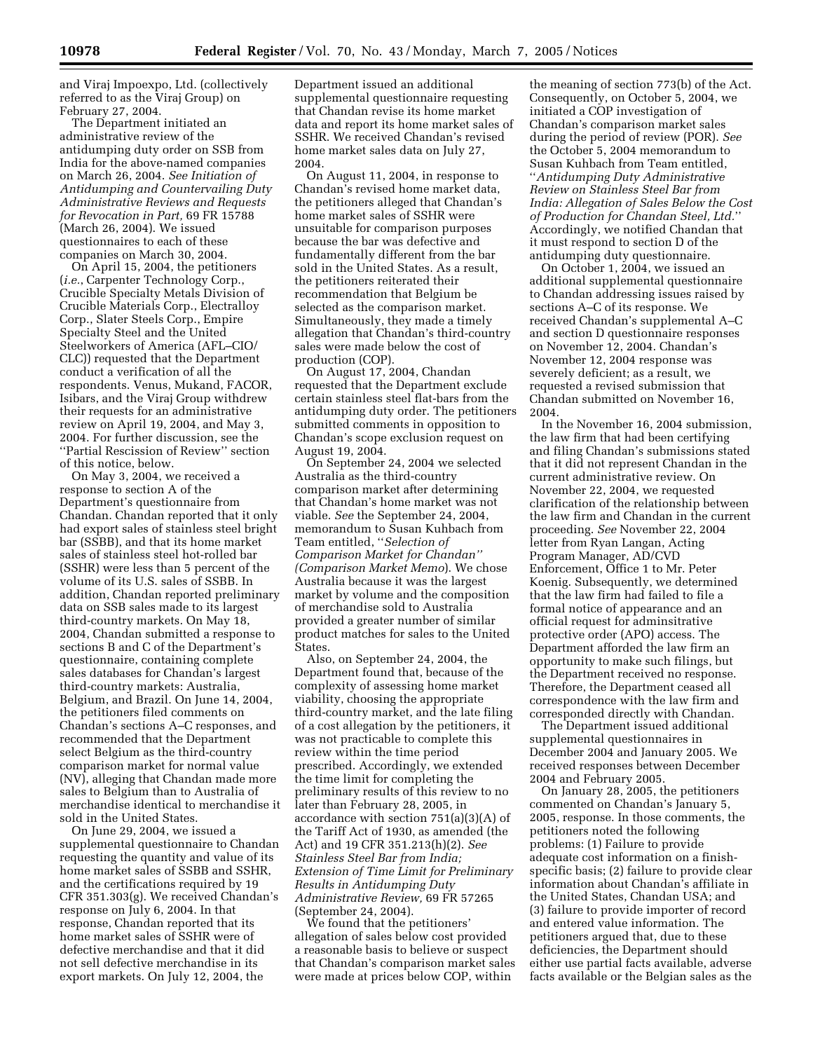and Viraj Impoexpo, Ltd. (collectively referred to as the Viraj Group) on February 27, 2004.

The Department initiated an administrative review of the antidumping duty order on SSB from India for the above-named companies on March 26, 2004. *See Initiation of Antidumping and Countervailing Duty Administrative Reviews and Requests for Revocation in Part,* 69 FR 15788 (March 26, 2004). We issued questionnaires to each of these companies on March 30, 2004.

On April 15, 2004, the petitioners (*i.e.*, Carpenter Technology Corp., Crucible Specialty Metals Division of Crucible Materials Corp., Electralloy Corp., Slater Steels Corp., Empire Specialty Steel and the United Steelworkers of America (AFL–CIO/CLC)) requested that the Department conduct a verification of all the respondents. Venus, Mukand, FACOR, Isibars, and the Viraj Group withdrew their requests for an administrative review on April 19, 2004, and May 3, 2004. For further discussion, see the ''Partial Rescission of Review'' section of this notice, below.

On May 3, 2004, we received a response to section A of the Department's questionnaire from Chandan. Chandan reported that it only had export sales of stainless steel bright bar (SSBB), and that its home market sales of stainless steel hot-rolled bar (SSHR) were less than 5 percent of the volume of its U.S. sales of SSBB. In addition, Chandan reported preliminary data on SSB sales made to its largest third-country markets. On May 18, 2004, Chandan submitted a response to sections B and C of the Department's questionnaire, containing complete sales databases for Chandan's largest third-country markets: Australia, Belgium, and Brazil. On June 14, 2004, the petitioners filed comments on Chandan's sections A–C responses, and recommended that the Department select Belgium as the third-country comparison market for normal value (NV), alleging that Chandan made more sales to Belgium than to Australia of merchandise identical to merchandise it sold in the United States.

On June 29, 2004, we issued a supplemental questionnaire to Chandan requesting the quantity and value of its home market sales of SSBB and SSHR, and the certifications required by 19 CFR 351.303(g). We received Chandan's response on July 6, 2004. In that response, Chandan reported that its home market sales of SSHR were of defective merchandise and that it did not sell defective merchandise in its export markets. On July 12, 2004, the Department issued an additional supplemental questionnaire requesting that Chandan revise its home market data and report its home market sales of SSHR. We received Chandan's revised home market sales data on July 27, 2004.

On August 11, 2004, in response to Chandan's revised home market data, the petitioners alleged that Chandan's home market sales of SSHR were unsuitable for comparison purposes because the bar was defective and fundamentally different from the bar sold in the United States. As a result, the petitioners reiterated their recommendation that Belgium be selected as the comparison market. Simultaneously, they made a timely allegation that Chandan's third-country sales were made below the cost of production (COP).

On August 17, 2004, Chandan requested that the Department exclude certain stainless steel flat-bars from the antidumping duty order. The petitioners submitted comments in opposition to Chandan's scope exclusion request on August 19, 2004.

On September 24, 2004 we selected Australia as the third-country comparison market after determining that Chandan's home market was not viable. *See* the September 24, 2004, memorandum to Susan Kuhbach from Team entitled, ''*Selection of Comparison Market for Chandan'' (Comparison Market Memo*). We chose Australia because it was the largest market by volume and the composition of merchandise sold to Australia provided a greater number of similar product matches for sales to the United States.

Also, on September 24, 2004, the Department found that, because of the complexity of assessing home market viability, choosing the appropriate third-country market, and the late filing of a cost allegation by the petitioners, it was not practicable to complete this review within the time period prescribed. Accordingly, we extended the time limit for completing the preliminary results of this review to no later than February 28, 2005, in accordance with section 751(a)(3)(A) of the Tariff Act of 1930, as amended (the Act) and 19 CFR 351.213(h)(2). *See Stainless Steel Bar from India; Extension of Time Limit for Preliminary Results in Antidumping Duty Administrative Review,* 69 FR 57265 (September 24, 2004).

We found that the petitioners' allegation of sales below cost provided a reasonable basis to believe or suspect that Chandan's comparison market sales were made at prices below COP, within the meaning of section 773(b) of the Act. Consequently, on October 5, 2004, we initiated a COP investigation of Chandan's comparison market sales during the period of review (POR). *See* the October 5, 2004 memorandum to Susan Kuhbach from Team entitled, ''*Antidumping Duty Administrative Review on Stainless Steel Bar from India: Allegation of Sales Below the Cost of Production for Chandan Steel, Ltd.*'' Accordingly, we notified Chandan that it must respond to section D of the antidumping duty questionnaire.

On October 1, 2004, we issued an additional supplemental questionnaire to Chandan addressing issues raised by sections A–C of its response. We received Chandan's supplemental A–C and section D questionnaire responses on November 12, 2004. Chandan's November 12, 2004 response was severely deficient; as a result, we requested a revised submission that Chandan submitted on November 16, 2004.

In the November 16, 2004 submission, the law firm that had been certifying and filing Chandan's submissions stated that it did not represent Chandan in the current administrative review. On November 22, 2004, we requested clarification of the relationship between the law firm and Chandan in the current proceeding. *See* November 22, 2004 letter from Ryan Langan, Acting Program Manager, AD/CVD Enforcement, Office 1 to Mr. Peter Koenig. Subsequently, we determined that the law firm had failed to file a formal notice of appearance and an official request for adminsitrative protective order (APO) access. The Department afforded the law firm an opportunity to make such filings, but the Department received no response. Therefore, the Department ceased all correspondence with the law firm and corresponded directly with Chandan.

The Department issued additional supplemental questionnaires in December 2004 and January 2005. We received responses between December 2004 and February 2005.

On January 28, 2005, the petitioners commented on Chandan's January 5, 2005, response. In those comments, the petitioners noted the following problems: (1) Failure to provide adequate cost information on a finish-specific basis; (2) failure to provide clear information about Chandan's affiliate in the United States, Chandan USA; and (3) failure to provide importer of record and entered value information. The petitioners argued that, due to these deficiencies, the Department should either use partial facts available, adverse facts available or the Belgian sales as the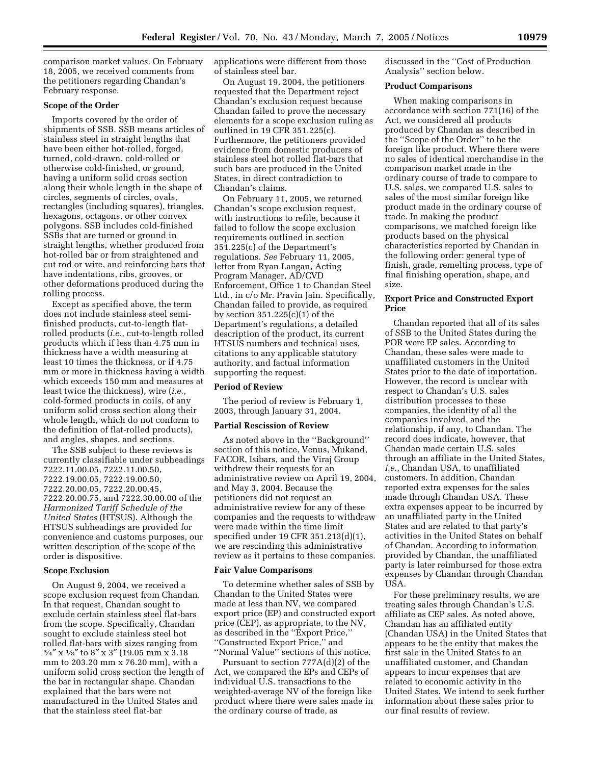comparison market values. On February 18, 2005, we received comments from the petitioners regarding Chandan's February response.

**Scope of the Order**

Imports covered by the order of shipments of SSB. SSB means articles of stainless steel in straight lengths that have been either hot-rolled, forged, turned, cold-drawn, cold-rolled or otherwise cold-finished, or ground, having a uniform solid cross section along their whole length in the shape of circles, segments of circles, ovals, rectangles (including squares), triangles, hexagons, octagons, or other convex polygons. SSB includes cold-finished SSBs that are turned or ground in straight lengths, whether produced from hot-rolled bar or from straightened and cut rod or wire, and reinforcing bars that have indentations, ribs, grooves, or other deformations produced during the rolling process.

Except as specified above, the term does not include stainless steel semi-finished products, cut-to-length flat-rolled products (*i.e.*, cut-to-length rolled products which if less than 4.75 mm in thickness have a width measuring at least 10 times the thickness, or if 4.75 mm or more in thickness having a width which exceeds 150 mm and measures at least twice the thickness), wire (*i.e.*, cold-formed products in coils, of any uniform solid cross section along their whole length, which do not conform to the definition of flat-rolled products), and angles, shapes, and sections.

The SSB subject to these reviews is currently classifiable under subheadings 7222.11.00.05, 7222.11.00.50, 7222.19.00.05, 7222.19.00.50, 7222.20.00.05, 7222.20.00.45, 7222.20.00.75, and 7222.30.00.00 of the *Harmonized Tariff Schedule of the United States* (HTSUS). Although the HTSUS subheadings are provided for convenience and customs purposes, our written description of the scope of the order is dispositive.

**Scope Exclusion**

On August 9, 2004, we received a scope exclusion request from Chandan. In that request, Chandan sought to exclude certain stainless steel flat-bars from the scope. Specifically, Chandan sought to exclude stainless steel hot rolled flat-bars with sizes ranging from 3/4″ x 1/8″ to 8″ x 3″ (19.05 mm x 3.18 mm to 203.20 mm x 76.20 mm), with a uniform solid cross section the length of the bar in rectangular shape. Chandan explained that the bars were not manufactured in the United States and that the stainless steel flat-bar applications were different from those of stainless steel bar.

On August 19, 2004, the petitioners requested that the Department reject Chandan's exclusion request because Chandan failed to prove the necessary elements for a scope exclusion ruling as outlined in 19 CFR 351.225(c). Furthermore, the petitioners provided evidence from domestic producers of stainless steel hot rolled flat-bars that such bars are produced in the United States, in direct contradiction to Chandan's claims.

On February 11, 2005, we returned Chandan's scope exclusion request, with instructions to refile, because it failed to follow the scope exclusion requirements outlined in section 351.225(c) of the Department's regulations. *See* February 11, 2005, letter from Ryan Langan, Acting Program Manager, AD/CVD Enforcement, Office 1 to Chandan Steel Ltd., in c/o Mr. Pravin Jain. Specifically, Chandan failed to provide, as required by section 351.225(c)(1) of the Department's regulations, a detailed description of the product, its current HTSUS numbers and technical uses, citations to any applicable statutory authority, and factual information supporting the request.

**Period of Review**

The period of review is February 1, 2003, through January 31, 2004.

**Partial Rescission of Review**

As noted above in the "Background" section of this notice, Venus, Mukand, FACOR, Isibars, and the Viraj Group withdrew their requests for an administrative review on April 19, 2004, and May 3, 2004. Because the petitioners did not request an administrative review for any of these companies and the requests to withdraw were made within the time limit specified under 19 CFR 351.213(d)(1), we are rescinding this administrative review as it pertains to these companies.

**Fair Value Comparisons**

To determine whether sales of SSB by Chandan to the United States were made at less than NV, we compared export price (EP) and constructed export price (CEP), as appropriate, to the NV, as described in the "Export Price," "Constructed Export Price," and "Normal Value" sections of this notice.

Pursuant to section 777A(d)(2) of the Act, we compared the EPs and CEPs of individual U.S. transactions to the weighted-average NV of the foreign like product where there were sales made in the ordinary course of trade, as discussed in the "Cost of Production Analysis" section below.

**Product Comparisons**

When making comparisons in accordance with section 771(16) of the Act, we considered all products produced by Chandan as described in the "Scope of the Order" to be the foreign like product. Where there were no sales of identical merchandise in the comparison market made in the ordinary course of trade to compare to U.S. sales, we compared U.S. sales to sales of the most similar foreign like product made in the ordinary course of trade. In making the product comparisons, we matched foreign like products based on the physical characteristics reported by Chandan in the following order: general type of finish, grade, remelting process, type of final finishing operation, shape, and size.

**Export Price and Constructed Export Price**

Chandan reported that all of its sales of SSB to the United States during the POR were EP sales. According to Chandan, these sales were made to unaffiliated customers in the United States prior to the date of importation. However, the record is unclear with respect to Chandan's U.S. sales distribution processes to these companies, the identity of all the companies involved, and the relationship, if any, to Chandan. The record does indicate, however, that Chandan made certain U.S. sales through an affiliate in the United States, *i.e.*, Chandan USA, to unaffiliated customers. In addition, Chandan reported extra expenses for the sales made through Chandan USA. These extra expenses appear to be incurred by an unaffiliated party in the United States and are related to that party's activities in the United States on behalf of Chandan. According to information provided by Chandan, the unaffiliated party is later reimbursed for those extra expenses by Chandan through Chandan USA.

For these preliminary results, we are treating sales through Chandan's U.S. affiliate as CEP sales. As noted above, Chandan has an affiliated entity (Chandan USA) in the United States that appears to be the entity that makes the first sale in the United States to an unaffiliated customer, and Chandan appears to incur expenses that are related to economic activity in the United States. We intend to seek further information about these sales prior to our final results of review.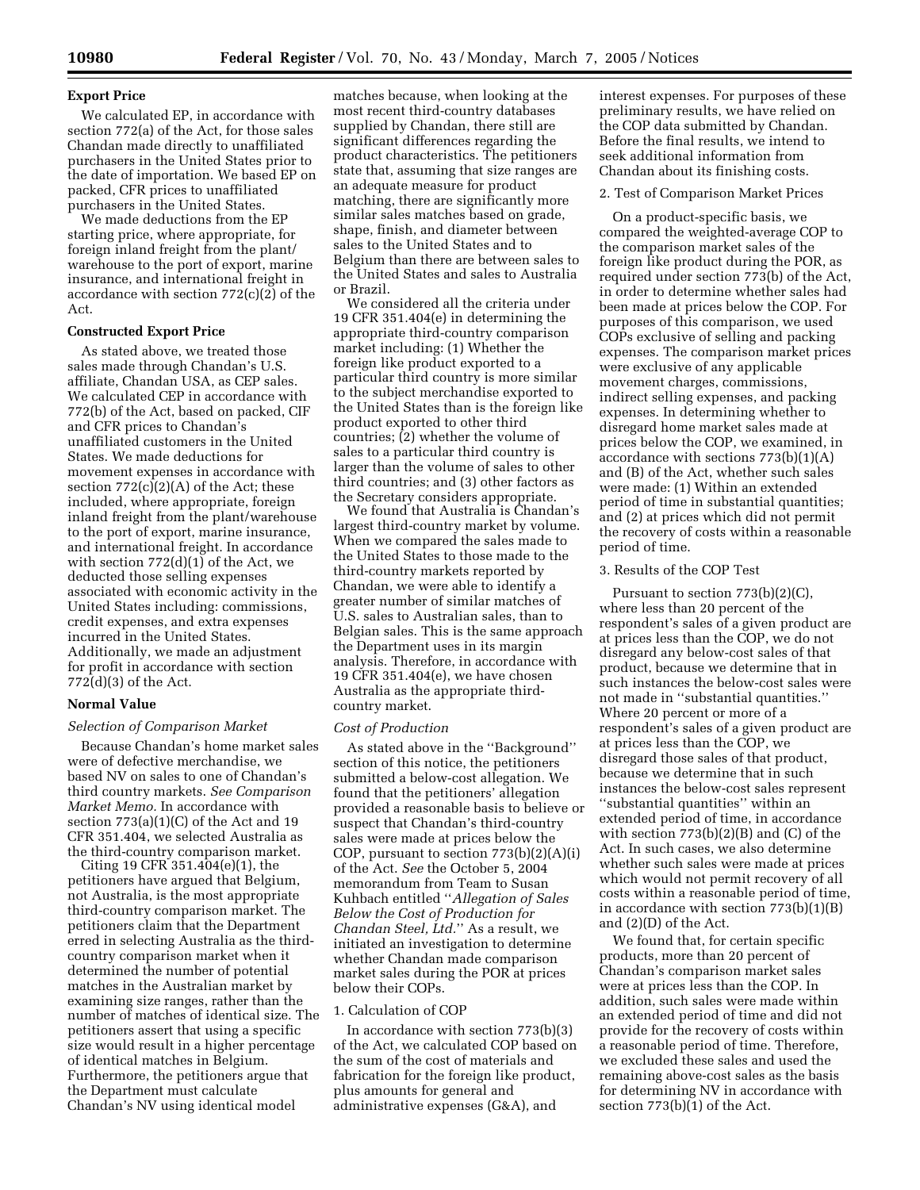### Export Price

We calculated EP, in accordance with section 772(a) of the Act, for those sales Chandan made directly to unaffiliated purchasers in the United States prior to the date of importation. We based EP on packed, CFR prices to unaffiliated purchasers in the United States.

We made deductions from the EP starting price, where appropriate, for foreign inland freight from the plant/warehouse to the port of export, marine insurance, and international freight in accordance with section 772(c)(2) of the Act.

### Constructed Export Price

As stated above, we treated those sales made through Chandan's U.S. affiliate, Chandan USA, as CEP sales. We calculated CEP in accordance with 772(b) of the Act, based on packed, CIF and CFR prices to Chandan's unaffiliated customers in the United States. We made deductions for movement expenses in accordance with section 772(c)(2)(A) of the Act; these included, where appropriate, foreign inland freight from the plant/warehouse to the port of export, marine insurance, and international freight. In accordance with section 772(d)(1) of the Act, we deducted those selling expenses associated with economic activity in the United States including: commissions, credit expenses, and extra expenses incurred in the United States. Additionally, we made an adjustment for profit in accordance with section 772(d)(3) of the Act.

### Normal Value

*Selection of Comparison Market*

Because Chandan's home market sales were of defective merchandise, we based NV on sales to one of Chandan's third country markets. *See Comparison Market Memo.* In accordance with section 773(a)(1)(C) of the Act and 19 CFR 351.404, we selected Australia as the third-country comparison market.

Citing 19 CFR 351.404(e)(1), the petitioners have argued that Belgium, not Australia, is the most appropriate third-country comparison market. The petitioners claim that the Department erred in selecting Australia as the third-country comparison market when it determined the number of potential matches in the Australian market by examining size ranges, rather than the number of matches of identical size. The petitioners assert that using a specific size would result in a higher percentage of identical matches in Belgium. Furthermore, the petitioners argue that the Department must calculate Chandan's NV using identical model matches because, when looking at the most recent third-country databases supplied by Chandan, there still are significant differences regarding the product characteristics. The petitioners state that, assuming that size ranges are an adequate measure for product matching, there are significantly more similar sales matches based on grade, shape, finish, and diameter between sales to the United States and to Belgium than there are between sales to the United States and sales to Australia or Brazil.

We considered all the criteria under 19 CFR 351.404(e) in determining the appropriate third-country comparison market including: (1) Whether the foreign like product exported to a particular third country is more similar to the subject merchandise exported to the United States than is the foreign like product exported to other third countries; (2) whether the volume of sales to a particular third country is larger than the volume of sales to other third countries; and (3) other factors as the Secretary considers appropriate.

We found that Australia is Chandan's largest third-country market by volume. When we compared the sales made to the United States to those made to the third-country markets reported by Chandan, we were able to identify a greater number of similar matches of U.S. sales to Australian sales, than to Belgian sales. This is the same approach the Department uses in its margin analysis. Therefore, in accordance with 19 CFR 351.404(e), we have chosen Australia as the appropriate third-country market.

*Cost of Production*

As stated above in the "Background" section of this notice, the petitioners submitted a below-cost allegation. We found that the petitioners' allegation provided a reasonable basis to believe or suspect that Chandan's third-country sales were made at prices below the COP, pursuant to section 773(b)(2)(A)(i) of the Act. *See* the October 5, 2004 memorandum from Team to Susan Kuhbach entitled "*Allegation of Sales Below the Cost of Production for Chandan Steel, Ltd.*" As a result, we initiated an investigation to determine whether Chandan made comparison market sales during the POR at prices below their COPs.

1. Calculation of COP

In accordance with section 773(b)(3) of the Act, we calculated COP based on the sum of the cost of materials and fabrication for the foreign like product, plus amounts for general and administrative expenses (G&A), and interest expenses. For purposes of these preliminary results, we have relied on the COP data submitted by Chandan. Before the final results, we intend to seek additional information from Chandan about its finishing costs.

2. Test of Comparison Market Prices

On a product-specific basis, we compared the weighted-average COP to the comparison market sales of the foreign like product during the POR, as required under section 773(b) of the Act, in order to determine whether sales had been made at prices below the COP. For purposes of this comparison, we used COPs exclusive of selling and packing expenses. The comparison market prices were exclusive of any applicable movement charges, commissions, indirect selling expenses, and packing expenses. In determining whether to disregard home market sales made at prices below the COP, we examined, in accordance with sections 773(b)(1)(A) and (B) of the Act, whether such sales were made: (1) Within an extended period of time in substantial quantities; and (2) at prices which did not permit the recovery of costs within a reasonable period of time.

3. Results of the COP Test

Pursuant to section 773(b)(2)(C), where less than 20 percent of the respondent's sales of a given product are at prices less than the COP, we do not disregard any below-cost sales of that product, because we determine that in such instances the below-cost sales were not made in "substantial quantities." Where 20 percent or more of a respondent's sales of a given product are at prices less than the COP, we disregard those sales of that product, because we determine that in such instances the below-cost sales represent "substantial quantities" within an extended period of time, in accordance with section 773(b)(2)(B) and (C) of the Act. In such cases, we also determine whether such sales were made at prices which would not permit recovery of all costs within a reasonable period of time, in accordance with section 773(b)(1)(B) and (2)(D) of the Act.

We found that, for certain specific products, more than 20 percent of Chandan's comparison market sales were at prices less than the COP. In addition, such sales were made within an extended period of time and did not provide for the recovery of costs within a reasonable period of time. Therefore, we excluded these sales and used the remaining above-cost sales as the basis for determining NV in accordance with section 773(b)(1) of the Act.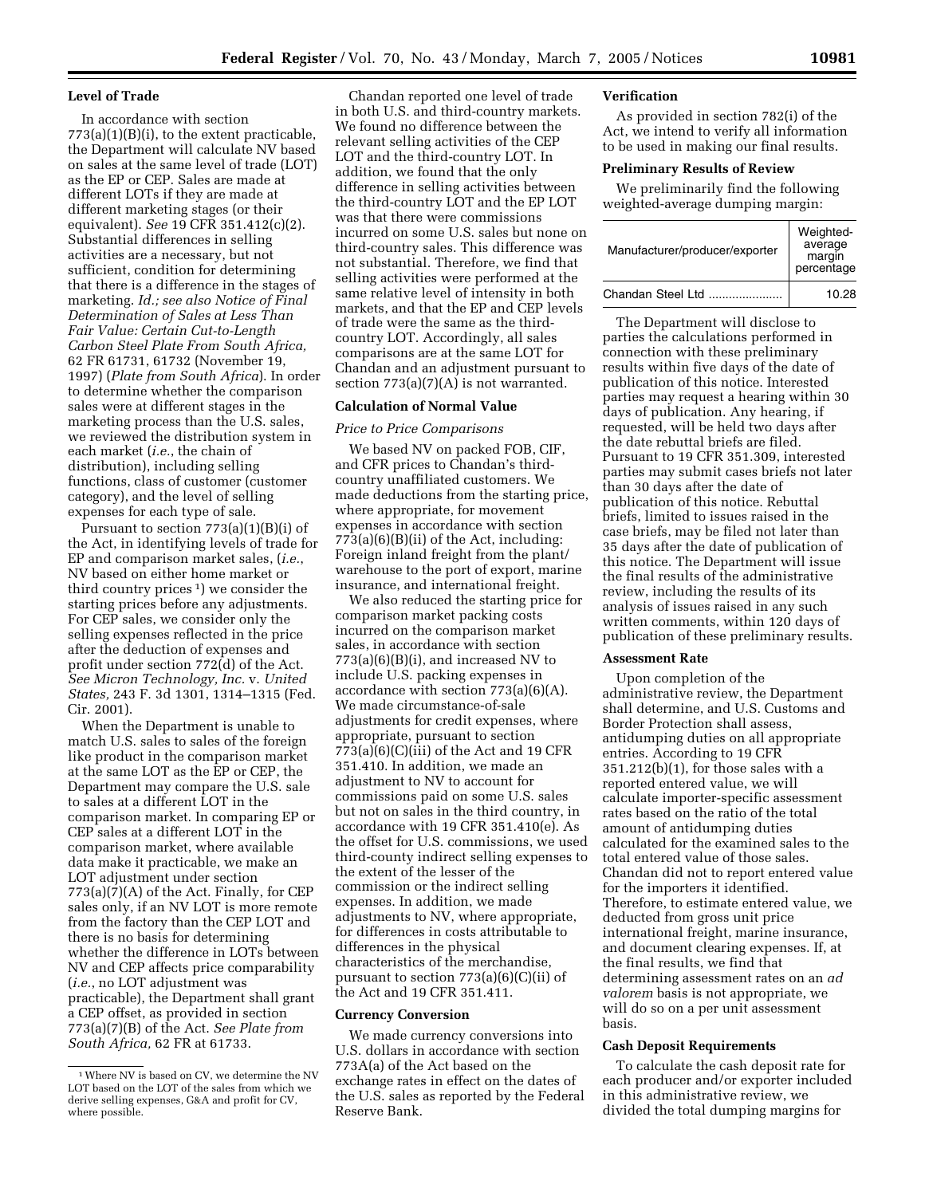### Level of Trade

In accordance with section 773(a)(1)(B)(i), to the extent practicable, the Department will calculate NV based on sales at the same level of trade (LOT) as the EP or CEP. Sales are made at different LOTs if they are made at different marketing stages (or their equivalent). *See* 19 CFR 351.412(c)(2). Substantial differences in selling activities are a necessary, but not sufficient, condition for determining that there is a difference in the stages of marketing. *Id.; see also Notice of Final Determination of Sales at Less Than Fair Value: Certain Cut-to-Length Carbon Steel Plate From South Africa,* 62 FR 61731, 61732 (November 19, 1997) (*Plate from South Africa*). In order to determine whether the comparison sales were at different stages in the marketing process than the U.S. sales, we reviewed the distribution system in each market (*i.e.*, the chain of distribution), including selling functions, class of customer (customer category), and the level of selling expenses for each type of sale.

Pursuant to section 773(a)(1)(B)(i) of the Act, in identifying levels of trade for EP and comparison market sales, (*i.e.*, NV based on either home market or third country prices [1]) we consider the starting prices before any adjustments. For CEP sales, we consider only the selling expenses reflected in the price after the deduction of expenses and profit under section 772(d) of the Act. *See Micron Technology, Inc.* v. *United States,* 243 F. 3d 1301, 1314–1315 (Fed. Cir. 2001).

When the Department is unable to match U.S. sales to sales of the foreign like product in the comparison market at the same LOT as the EP or CEP, the Department may compare the U.S. sale to sales at a different LOT in the comparison market. In comparing EP or CEP sales at a different LOT in the comparison market, where available data make it practicable, we make an LOT adjustment under section 773(a)(7)(A) of the Act. Finally, for CEP sales only, if an NV LOT is more remote from the factory than the CEP LOT and there is no basis for determining whether the difference in LOTs between NV and CEP affects price comparability (*i.e.*, no LOT adjustment was practicable), the Department shall grant a CEP offset, as provided in section 773(a)(7)(B) of the Act. *See Plate from South Africa,* 62 FR at 61733.

[1] Where NV is based on CV, we determine the NV LOT based on the LOT of the sales from which we derive selling expenses, G&A and profit for CV, where possible.

Chandan reported one level of trade in both U.S. and third-country markets. We found no difference between the relevant selling activities of the CEP LOT and the third-country LOT. In addition, we found that the only difference in selling activities between the third-country LOT and the EP LOT was that there were commissions incurred on some U.S. sales but none on third-country sales. This difference was not substantial. Therefore, we find that selling activities were performed at the same relative level of intensity in both markets, and that the EP and CEP levels of trade were the same as the third-country LOT. Accordingly, all sales comparisons are at the same LOT for Chandan and an adjustment pursuant to section 773(a)(7)(A) is not warranted.

### Calculation of Normal Value

*Price to Price Comparisons*

We based NV on packed FOB, CIF, and CFR prices to Chandan's third-country unaffiliated customers. We made deductions from the starting price, where appropriate, for movement expenses in accordance with section 773(a)(6)(B)(ii) of the Act, including: Foreign inland freight from the plant/warehouse to the port of export, marine insurance, and international freight.

We also reduced the starting price for comparison market packing costs incurred on the comparison market sales, in accordance with section 773(a)(6)(B)(i), and increased NV to include U.S. packing expenses in accordance with section 773(a)(6)(A). We made circumstance-of-sale adjustments for credit expenses, where appropriate, pursuant to section 773(a)(6)(C)(iii) of the Act and 19 CFR 351.410. In addition, we made an adjustment to NV to account for commissions paid on some U.S. sales but not on sales in the third country, in accordance with 19 CFR 351.410(e). As the offset for U.S. commissions, we used third-county indirect selling expenses to the extent of the lesser of the commission or the indirect selling expenses. In addition, we made adjustments to NV, where appropriate, for differences in costs attributable to differences in the physical characteristics of the merchandise, pursuant to section 773(a)(6)(C)(ii) of the Act and 19 CFR 351.411.

### Currency Conversion

We made currency conversions into U.S. dollars in accordance with section 773A(a) of the Act based on the exchange rates in effect on the dates of the U.S. sales as reported by the Federal Reserve Bank.

### Verification

As provided in section 782(i) of the Act, we intend to verify all information to be used in making our final results.

### Preliminary Results of Review

We preliminarily find the following weighted-average dumping margin:

| Manufacturer/producer/exporter | Weighted-average margin percentage |
| --- | --- |
| Chandan Steel Ltd | 10.28 |

The Department will disclose to parties the calculations performed in connection with these preliminary results within five days of the date of publication of this notice. Interested parties may request a hearing within 30 days of publication. Any hearing, if requested, will be held two days after the date rebuttal briefs are filed. Pursuant to 19 CFR 351.309, interested parties may submit cases briefs not later than 30 days after the date of publication of this notice. Rebuttal briefs, limited to issues raised in the case briefs, may be filed not later than 35 days after the date of publication of this notice. The Department will issue the final results of the administrative review, including the results of its analysis of issues raised in any such written comments, within 120 days of publication of these preliminary results.

### Assessment Rate

Upon completion of the administrative review, the Department shall determine, and U.S. Customs and Border Protection shall assess, antidumping duties on all appropriate entries. According to 19 CFR 351.212(b)(1), for those sales with a reported entered value, we will calculate importer-specific assessment rates based on the ratio of the total amount of antidumping duties calculated for the examined sales to the total entered value of those sales. Chandan did not to report entered value for the importers it identified. Therefore, to estimate entered value, we deducted from gross unit price international freight, marine insurance, and document clearing expenses. If, at the final results, we find that determining assessment rates on an *ad valorem* basis is not appropriate, we will do so on a per unit assessment basis.

### Cash Deposit Requirements

To calculate the cash deposit rate for each producer and/or exporter included in this administrative review, we divided the total dumping margins for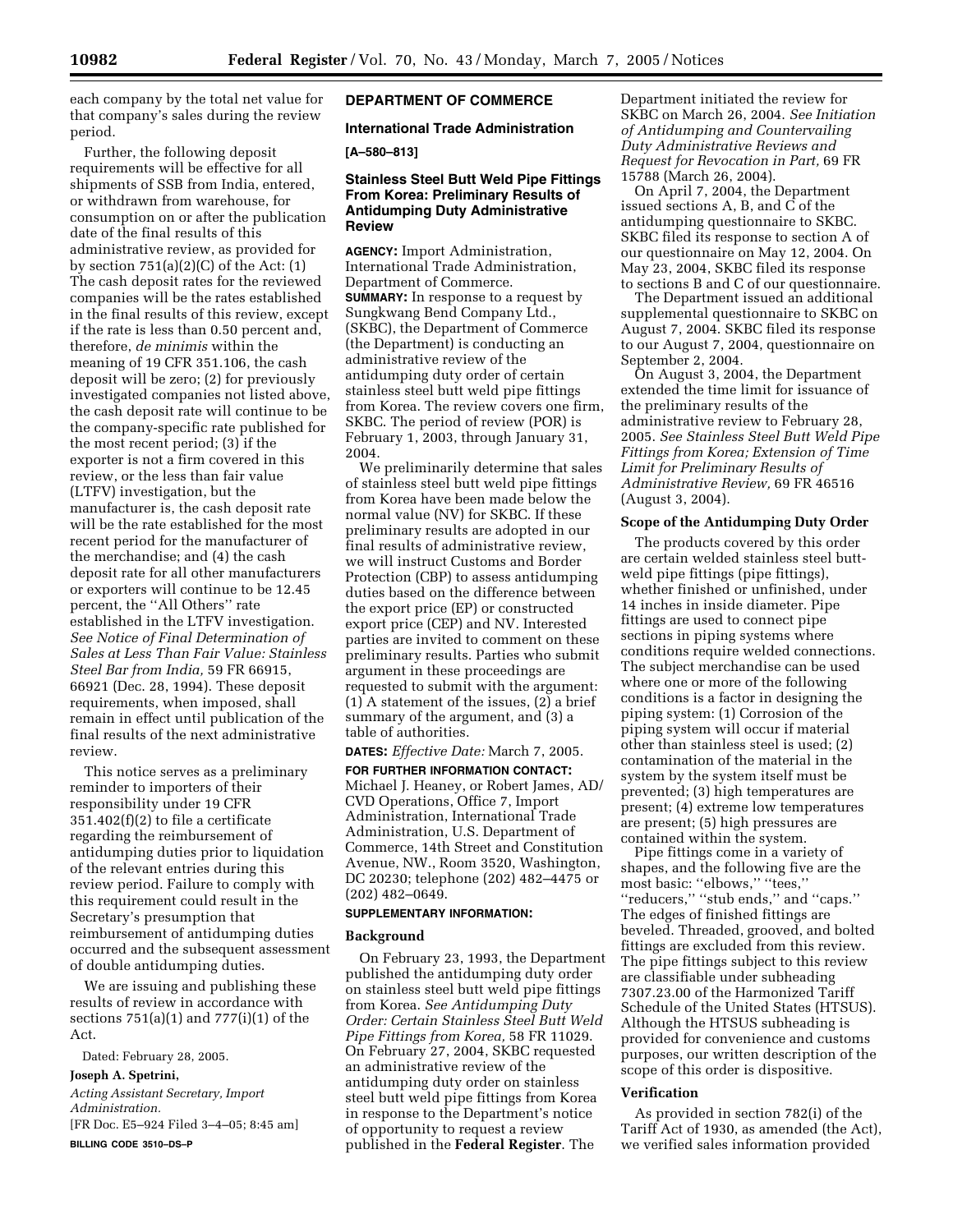each company by the total net value for that company's sales during the review period.

Further, the following deposit requirements will be effective for all shipments of SSB from India, entered, or withdrawn from warehouse, for consumption on or after the publication date of the final results of this administrative review, as provided for by section 751(a)(2)(C) of the Act: (1) The cash deposit rates for the reviewed companies will be the rates established in the final results of this review, except if the rate is less than 0.50 percent and, therefore, *de minimis* within the meaning of 19 CFR 351.106, the cash deposit will be zero; (2) for previously investigated companies not listed above, the cash deposit rate will continue to be the company-specific rate published for the most recent period; (3) if the exporter is not a firm covered in this review, or the less than fair value (LTFV) investigation, but the manufacturer is, the cash deposit rate will be the rate established for the most recent period for the manufacturer of the merchandise; and (4) the cash deposit rate for all other manufacturers or exporters will continue to be 12.45 percent, the ''All Others'' rate established in the LTFV investigation. *See Notice of Final Determination of Sales at Less Than Fair Value: Stainless Steel Bar from India,* 59 FR 66915, 66921 (Dec. 28, 1994). These deposit requirements, when imposed, shall remain in effect until publication of the final results of the next administrative review.

This notice serves as a preliminary reminder to importers of their responsibility under 19 CFR 351.402(f)(2) to file a certificate regarding the reimbursement of antidumping duties prior to liquidation of the relevant entries during this review period. Failure to comply with this requirement could result in the Secretary's presumption that reimbursement of antidumping duties occurred and the subsequent assessment of double antidumping duties.

We are issuing and publishing these results of review in accordance with sections 751(a)(1) and 777(i)(1) of the Act.

Dated: February 28, 2005.

**Joseph A. Spetrini,**

*Acting Assistant Secretary, Import Administration.*

[FR Doc. E5–924 Filed 3–4–05; 8:45 am]

**BILLING CODE 3510–DS–P**

## DEPARTMENT OF COMMERCE

### International Trade Administration

**[A–580–813]**

### Stainless Steel Butt Weld Pipe Fittings From Korea: Preliminary Results of Antidumping Duty Administrative Review

**AGENCY:** Import Administration, International Trade Administration, Department of Commerce.

**SUMMARY:** In response to a request by Sungkwang Bend Company Ltd., (SKBC), the Department of Commerce (the Department) is conducting an administrative review of the antidumping duty order of certain stainless steel butt weld pipe fittings from Korea. The review covers one firm, SKBC. The period of review (POR) is February 1, 2003, through January 31, 2004.

We preliminarily determine that sales of stainless steel butt weld pipe fittings from Korea have been made below the normal value (NV) for SKBC. If these preliminary results are adopted in our final results of administrative review, we will instruct Customs and Border Protection (CBP) to assess antidumping duties based on the difference between the export price (EP) or constructed export price (CEP) and NV. Interested parties are invited to comment on these preliminary results. Parties who submit argument in these proceedings are requested to submit with the argument: (1) A statement of the issues, (2) a brief summary of the argument, and (3) a table of authorities.

**DATES:** *Effective Date:* March 7, 2005.

**FOR FURTHER INFORMATION CONTACT:** Michael J. Heaney, or Robert James, AD/CVD Operations, Office 7, Import Administration, International Trade Administration, U.S. Department of Commerce, 14th Street and Constitution Avenue, NW., Room 3520, Washington, DC 20230; telephone (202) 482–4475 or (202) 482–0649.

**SUPPLEMENTARY INFORMATION:**

**Background**

On February 23, 1993, the Department published the antidumping duty order on stainless steel butt weld pipe fittings from Korea. *See Antidumping Duty Order: Certain Stainless Steel Butt Weld Pipe Fittings from Korea,* 58 FR 11029. On February 27, 2004, SKBC requested an administrative review of the antidumping duty order on stainless steel butt weld pipe fittings from Korea in response to the Department's notice of opportunity to request a review published in the **Federal Register**. The Department initiated the review for SKBC on March 26, 2004. *See Initiation of Antidumping and Countervailing Duty Administrative Reviews and Request for Revocation in Part,* 69 FR 15788 (March 26, 2004).

On April 7, 2004, the Department issued sections A, B, and C of the antidumping questionnaire to SKBC. SKBC filed its response to section A of our questionnaire on May 12, 2004. On May 23, 2004, SKBC filed its response to sections B and C of our questionnaire.

The Department issued an additional supplemental questionnaire to SKBC on August 7, 2004. SKBC filed its response to our August 7, 2004, questionnaire on September 2, 2004.

On August 3, 2004, the Department extended the time limit for issuance of the preliminary results of the administrative review to February 28, 2005. *See Stainless Steel Butt Weld Pipe Fittings from Korea; Extension of Time Limit for Preliminary Results of Administrative Review,* 69 FR 46516 (August 3, 2004).

**Scope of the Antidumping Duty Order**

The products covered by this order are certain welded stainless steel butt-weld pipe fittings (pipe fittings), whether finished or unfinished, under 14 inches in inside diameter. Pipe fittings are used to connect pipe sections in piping systems where conditions require welded connections. The subject merchandise can be used where one or more of the following conditions is a factor in designing the piping system: (1) Corrosion of the piping system will occur if material other than stainless steel is used; (2) contamination of the material in the system by the system itself must be prevented; (3) high temperatures are present; (4) extreme low temperatures are present; (5) high pressures are contained within the system.

Pipe fittings come in a variety of shapes, and the following five are the most basic: ''elbows,'' ''tees,'' ''reducers,'' ''stub ends,'' and ''caps.'' The edges of finished fittings are beveled. Threaded, grooved, and bolted fittings are excluded from this review. The pipe fittings subject to this review are classifiable under subheading 7307.23.00 of the Harmonized Tariff Schedule of the United States (HTSUS). Although the HTSUS subheading is provided for convenience and customs purposes, our written description of the scope of this order is dispositive.

**Verification**

As provided in section 782(i) of the Tariff Act of 1930, as amended (the Act), we verified sales information provided